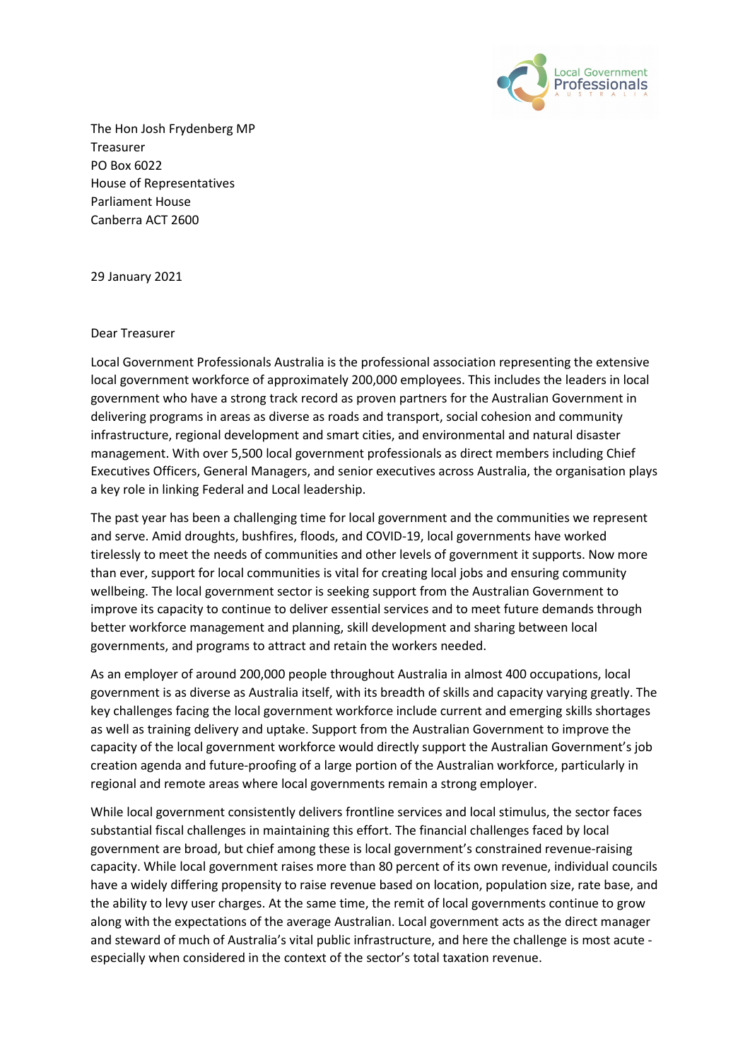The Hon Josh Frydenberg MP
Treasurer
PO Box 6022
House of Representatives
Parliament House
Canberra ACT 2600

29 January 2021

Dear Treasurer

Local Government Professionals Australia is the professional association representing the extensive local government workforce of approximately 200,000 employees. This includes the leaders in local government who have a strong track record as proven partners for the Australian Government in delivering programs in areas as diverse as roads and transport, social cohesion and community infrastructure, regional development and smart cities, and environmental and natural disaster management. With over 5,500 local government professionals as direct members including Chief Executives Officers, General Managers, and senior executives across Australia, the organisation plays a key role in linking Federal and Local leadership.

The past year has been a challenging time for local government and the communities we represent and serve. Amid droughts, bushfires, floods, and COVID-19, local governments have worked tirelessly to meet the needs of communities and other levels of government it supports. Now more than ever, support for local communities is vital for creating local jobs and ensuring community wellbeing. The local government sector is seeking support from the Australian Government to improve its capacity to continue to deliver essential services and to meet future demands through better workforce management and planning, skill development and sharing between local governments, and programs to attract and retain the workers needed.

As an employer of around 200,000 people throughout Australia in almost 400 occupations, local government is as diverse as Australia itself, with its breadth of skills and capacity varying greatly. The key challenges facing the local government workforce include current and emerging skills shortages as well as training delivery and uptake. Support from the Australian Government to improve the capacity of the local government workforce would directly support the Australian Government's job creation agenda and future-proofing of a large portion of the Australian workforce, particularly in regional and remote areas where local governments remain a strong employer.

While local government consistently delivers frontline services and local stimulus, the sector faces substantial fiscal challenges in maintaining this effort. The financial challenges faced by local government are broad, but chief among these is local government's constrained revenue-raising capacity. While local government raises more than 80 percent of its own revenue, individual councils have a widely differing propensity to raise revenue based on location, population size, rate base, and the ability to levy user charges. At the same time, the remit of local governments continue to grow along with the expectations of the average Australian. Local government acts as the direct manager and steward of much of Australia's vital public infrastructure, and here the challenge is most acute - especially when considered in the context of the sector's total taxation revenue.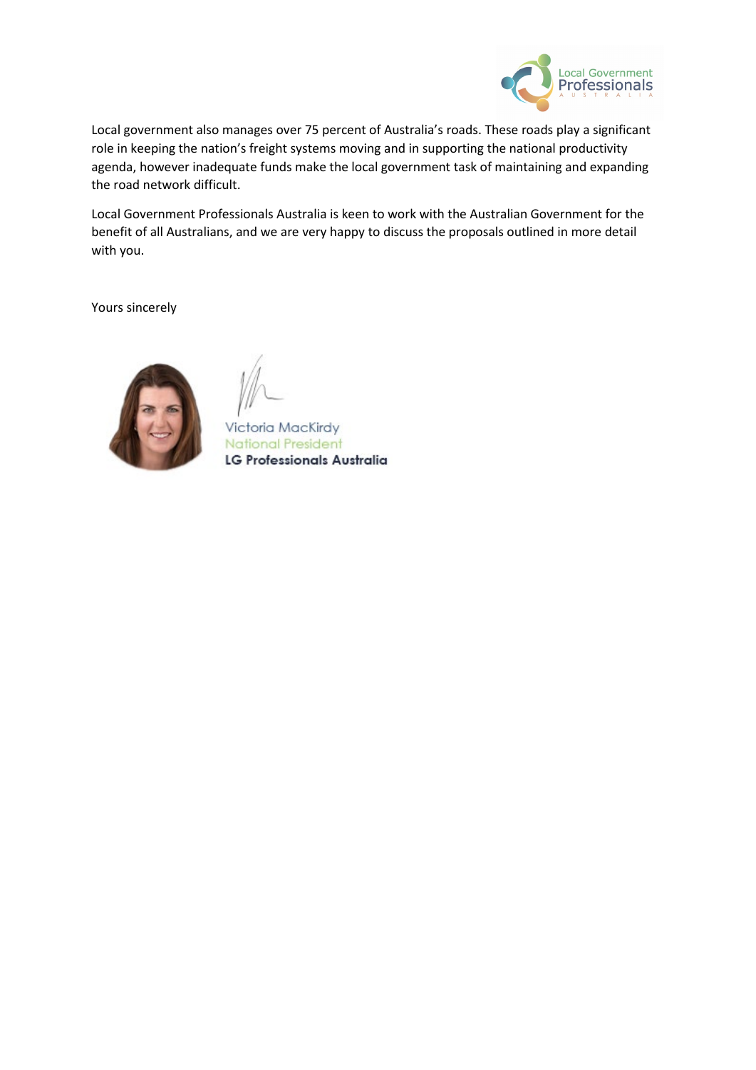Local government also manages over 75 percent of Australia's roads. These roads play a significant role in keeping the nation's freight systems moving and in supporting the national productivity agenda, however inadequate funds make the local government task of maintaining and expanding the road network difficult.

Local Government Professionals Australia is keen to work with the Australian Government for the benefit of all Australians, and we are very happy to discuss the proposals outlined in more detail with you.

Yours sincerely

Victoria MacKirdy
National President
**LG Professionals Australia**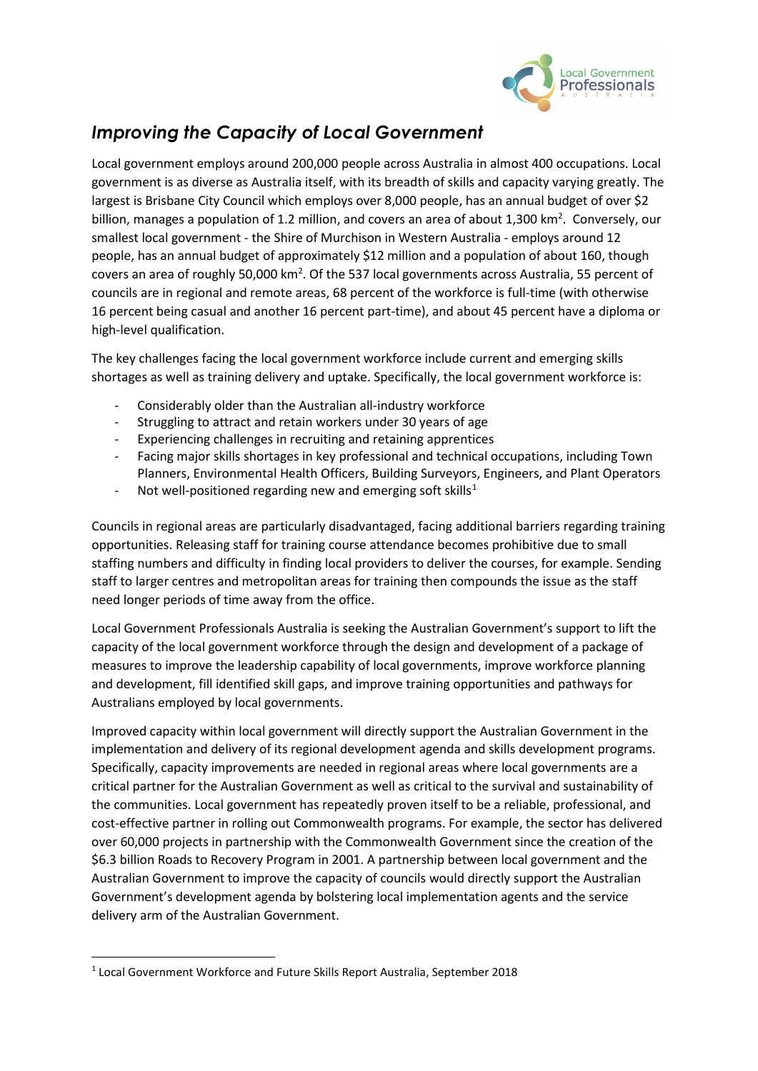# *Improving the Capacity of Local Government*

Local government employs around 200,000 people across Australia in almost 400 occupations. Local government is as diverse as Australia itself, with its breadth of skills and capacity varying greatly. The largest is Brisbane City Council which employs over 8,000 people, has an annual budget of over \$2 billion, manages a population of 1.2 million, and covers an area of about 1,300 km$^2$. Conversely, our smallest local government - the Shire of Murchison in Western Australia - employs around 12 people, has an annual budget of approximately \$12 million and a population of about 160, though covers an area of roughly 50,000 km$^2$. Of the 537 local governments across Australia, 55 percent of councils are in regional and remote areas, 68 percent of the workforce is full-time (with otherwise 16 percent being casual and another 16 percent part-time), and about 45 percent have a diploma or high-level qualification.

The key challenges facing the local government workforce include current and emerging skills shortages as well as training delivery and uptake. Specifically, the local government workforce is:

- Considerably older than the Australian all-industry workforce
- Struggling to attract and retain workers under 30 years of age
- Experiencing challenges in recruiting and retaining apprentices
- Facing major skills shortages in key professional and technical occupations, including Town Planners, Environmental Health Officers, Building Surveyors, Engineers, and Plant Operators
- Not well-positioned regarding new and emerging soft skills[1]

Councils in regional areas are particularly disadvantaged, facing additional barriers regarding training opportunities. Releasing staff for training course attendance becomes prohibitive due to small staffing numbers and difficulty in finding local providers to deliver the courses, for example. Sending staff to larger centres and metropolitan areas for training then compounds the issue as the staff need longer periods of time away from the office.

Local Government Professionals Australia is seeking the Australian Government's support to lift the capacity of the local government workforce through the design and development of a package of measures to improve the leadership capability of local governments, improve workforce planning and development, fill identified skill gaps, and improve training opportunities and pathways for Australians employed by local governments.

Improved capacity within local government will directly support the Australian Government in the implementation and delivery of its regional development agenda and skills development programs. Specifically, capacity improvements are needed in regional areas where local governments are a critical partner for the Australian Government as well as critical to the survival and sustainability of the communities. Local government has repeatedly proven itself to be a reliable, professional, and cost-effective partner in rolling out Commonwealth programs. For example, the sector has delivered over 60,000 projects in partnership with the Commonwealth Government since the creation of the \$6.3 billion Roads to Recovery Program in 2001. A partnership between local government and the Australian Government to improve the capacity of councils would directly support the Australian Government's development agenda by bolstering local implementation agents and the service delivery arm of the Australian Government.

---

[1] Local Government Workforce and Future Skills Report Australia, September 2018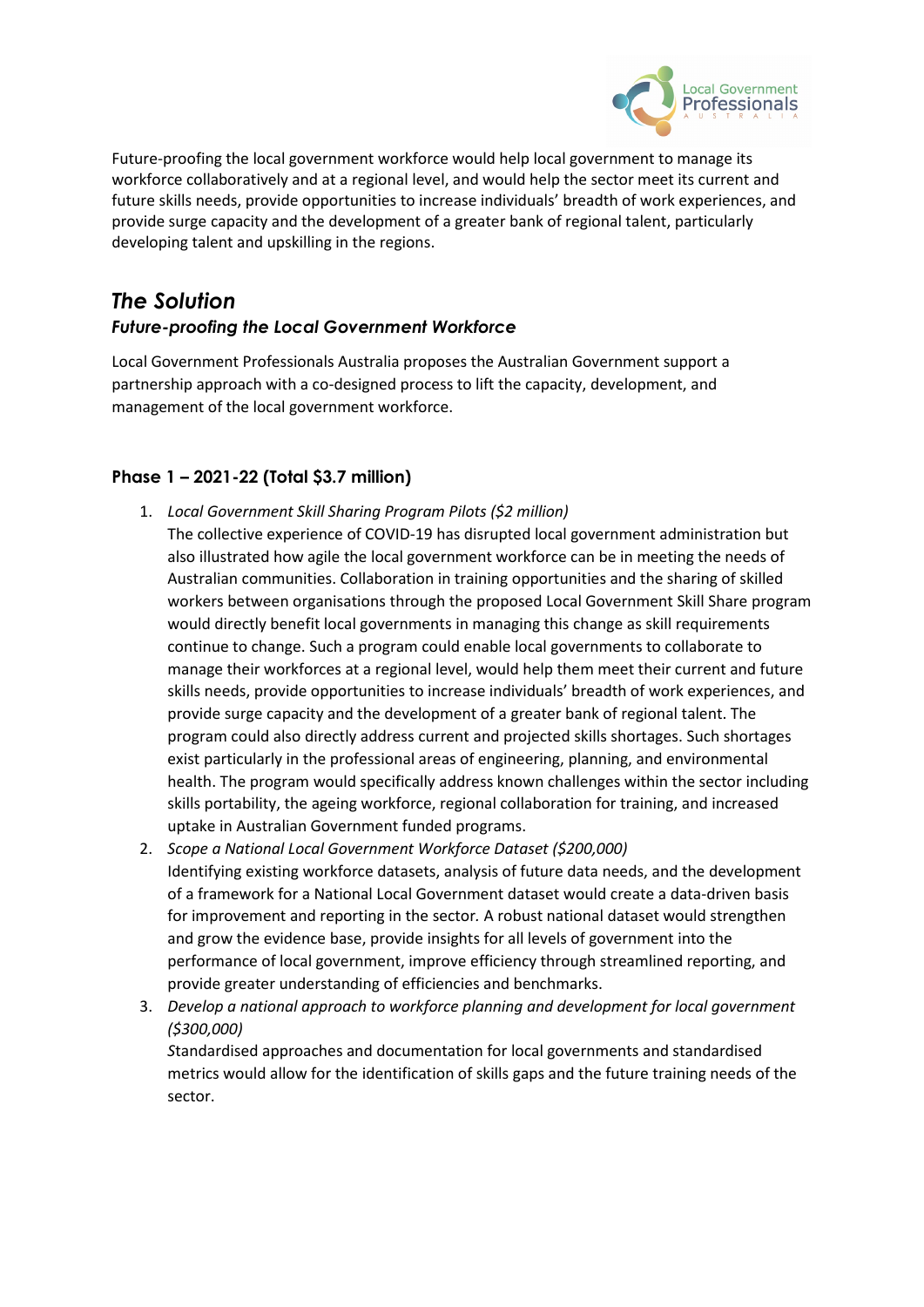Future-proofing the local government workforce would help local government to manage its workforce collaboratively and at a regional level, and would help the sector meet its current and future skills needs, provide opportunities to increase individuals' breadth of work experiences, and provide surge capacity and the development of a greater bank of regional talent, particularly developing talent and upskilling in the regions.

## *The Solution*

### *Future-proofing the Local Government Workforce*

Local Government Professionals Australia proposes the Australian Government support a partnership approach with a co-designed process to lift the capacity, development, and management of the local government workforce.

### Phase 1 – 2021-22 (Total $3.7 million)

1. *Local Government Skill Sharing Program Pilots ($2 million)*
   The collective experience of COVID-19 has disrupted local government administration but also illustrated how agile the local government workforce can be in meeting the needs of Australian communities. Collaboration in training opportunities and the sharing of skilled workers between organisations through the proposed Local Government Skill Share program would directly benefit local governments in managing this change as skill requirements continue to change. Such a program could enable local governments to collaborate to manage their workforces at a regional level, would help them meet their current and future skills needs, provide opportunities to increase individuals' breadth of work experiences, and provide surge capacity and the development of a greater bank of regional talent. The program could also directly address current and projected skills shortages. Such shortages exist particularly in the professional areas of engineering, planning, and environmental health. The program would specifically address known challenges within the sector including skills portability, the ageing workforce, regional collaboration for training, and increased uptake in Australian Government funded programs.
2. *Scope a National Local Government Workforce Dataset ($200,000)*
   Identifying existing workforce datasets, analysis of future data needs, and the development of a framework for a National Local Government dataset would create a data-driven basis for improvement and reporting in the sector. A robust national dataset would strengthen and grow the evidence base, provide insights for all levels of government into the performance of local government, improve efficiency through streamlined reporting, and provide greater understanding of efficiencies and benchmarks.
3. *Develop a national approach to workforce planning and development for local government ($300,000)*
   *S*tandardised approaches and documentation for local governments and standardised metrics would allow for the identification of skills gaps and the future training needs of the sector.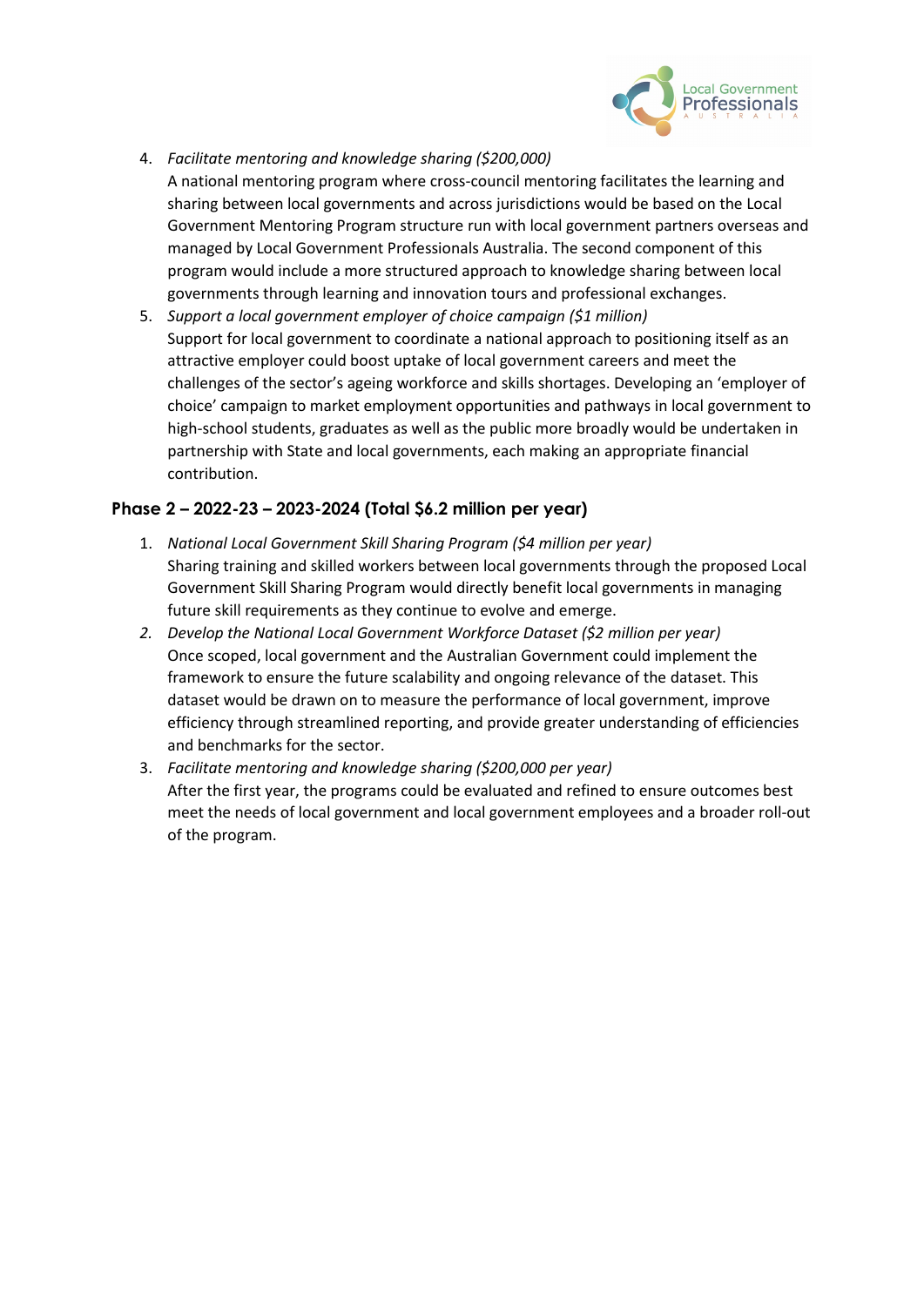4. *Facilitate mentoring and knowledge sharing ($200,000)*
   A national mentoring program where cross-council mentoring facilitates the learning and sharing between local governments and across jurisdictions would be based on the Local Government Mentoring Program structure run with local government partners overseas and managed by Local Government Professionals Australia. The second component of this program would include a more structured approach to knowledge sharing between local governments through learning and innovation tours and professional exchanges.
5. *Support a local government employer of choice campaign ($1 million)*
   Support for local government to coordinate a national approach to positioning itself as an attractive employer could boost uptake of local government careers and meet the challenges of the sector's ageing workforce and skills shortages. Developing an 'employer of choice' campaign to market employment opportunities and pathways in local government to high-school students, graduates as well as the public more broadly would be undertaken in partnership with State and local governments, each making an appropriate financial contribution.

## Phase 2 – 2022-23 – 2023-2024 (Total $6.2 million per year)

1. *National Local Government Skill Sharing Program ($4 million per year)*
   Sharing training and skilled workers between local governments through the proposed Local Government Skill Sharing Program would directly benefit local governments in managing future skill requirements as they continue to evolve and emerge.
2. *Develop the National Local Government Workforce Dataset ($2 million per year)*
   Once scoped, local government and the Australian Government could implement the framework to ensure the future scalability and ongoing relevance of the dataset. This dataset would be drawn on to measure the performance of local government, improve efficiency through streamlined reporting, and provide greater understanding of efficiencies and benchmarks for the sector.
3. *Facilitate mentoring and knowledge sharing ($200,000 per year)*
   After the first year, the programs could be evaluated and refined to ensure outcomes best meet the needs of local government and local government employees and a broader roll-out of the program.